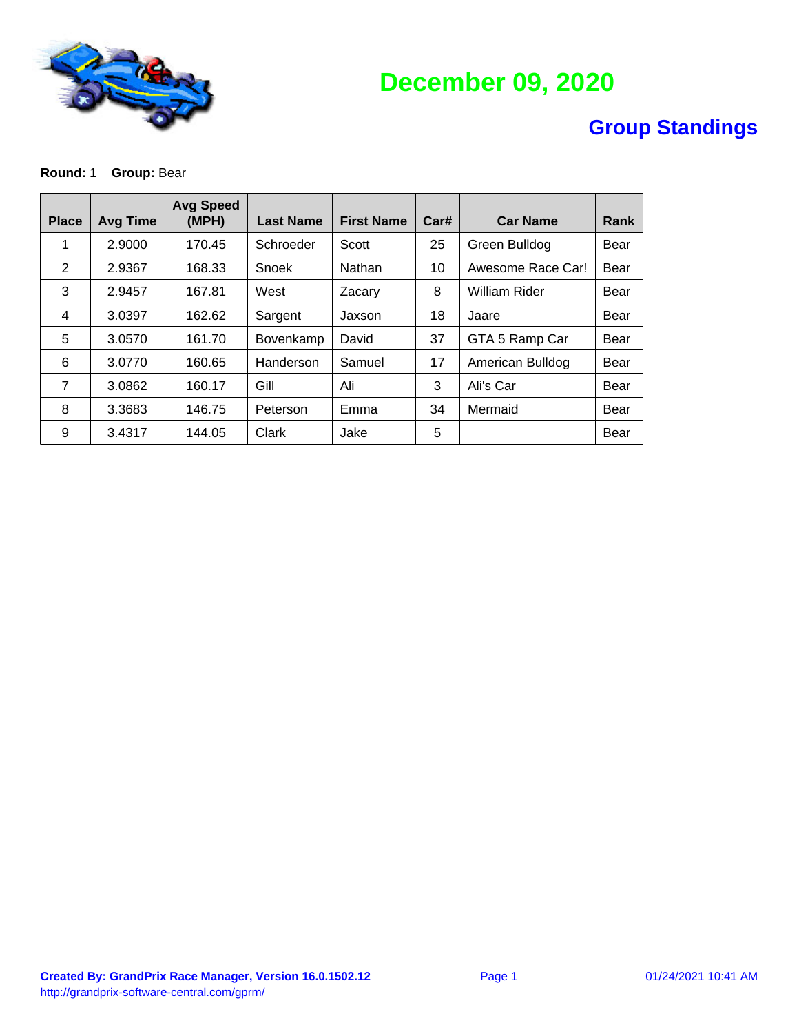# December 09, 2020

## Group Standings

**Round:** 1 **Group:** Bear

| Place | Avg Time | Avg Speed (MPH) | Last Name | First Name | Car# | Car Name | Rank |
|---|---|---|---|---|---|---|---|
| 1 | 2.9000 | 170.45 | Schroeder | Scott | 25 | Green Bulldog | Bear |
| 2 | 2.9367 | 168.33 | Snoek | Nathan | 10 | Awesome Race Car! | Bear |
| 3 | 2.9457 | 167.81 | West | Zacary | 8 | William Rider | Bear |
| 4 | 3.0397 | 162.62 | Sargent | Jaxson | 18 | Jaare | Bear |
| 5 | 3.0570 | 161.70 | Bovenkamp | David | 37 | GTA 5 Ramp Car | Bear |
| 6 | 3.0770 | 160.65 | Handerson | Samuel | 17 | American Bulldog | Bear |
| 7 | 3.0862 | 160.17 | Gill | Ali | 3 | Ali's Car | Bear |
| 8 | 3.3683 | 146.75 | Peterson | Emma | 34 | Mermaid | Bear |
| 9 | 3.4317 | 144.05 | Clark | Jake | 5 | | Bear |

**Created By: GrandPrix Race Manager, Version 16.0.1502.12**
http://grandprix-software-central.com/gprm/

01/24/2021 10:41 AM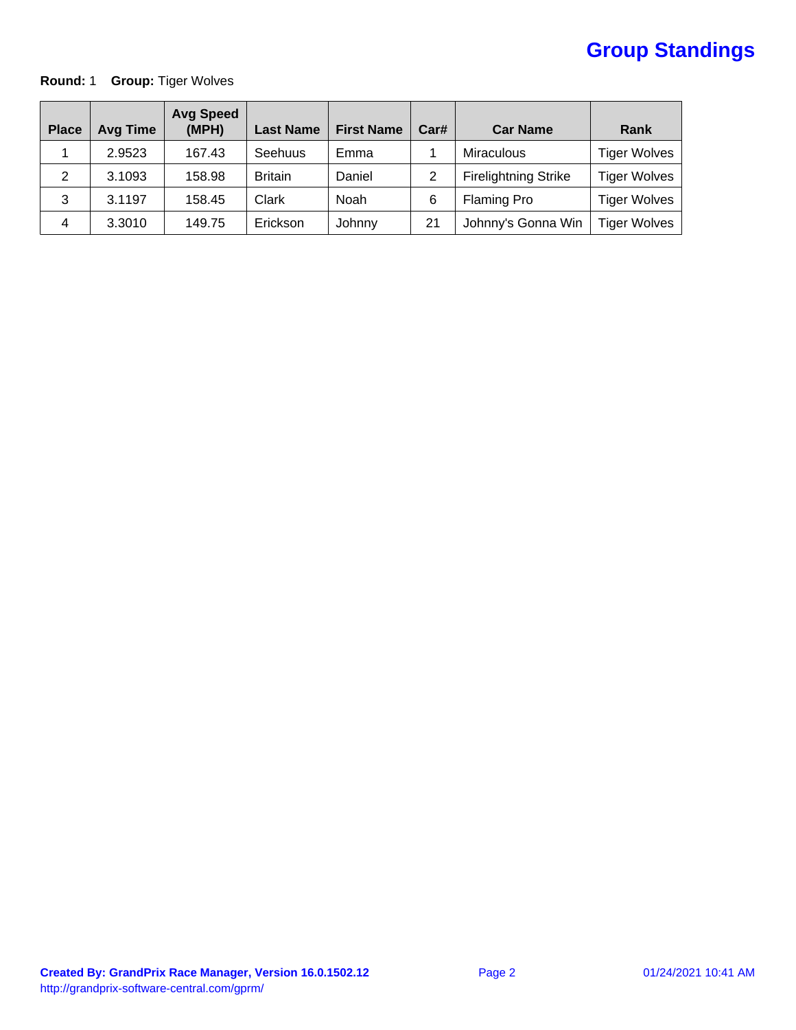# Group Standings

**Round:** 1 **Group:** Tiger Wolves

| Place | Avg Time | Avg Speed (MPH) | Last Name | First Name | Car# | Car Name | Rank |
|---|---|---|---|---|---|---|---|
| 1 | 2.9523 | 167.43 | Seehuus | Emma | 1 | Miraculous | Tiger Wolves |
| 2 | 3.1093 | 158.98 | Britain | Daniel | 2 | Firelightning Strike | Tiger Wolves |
| 3 | 3.1197 | 158.45 | Clark | Noah | 6 | Flaming Pro | Tiger Wolves |
| 4 | 3.3010 | 149.75 | Erickson | Johnny | 21 | Johnny's Gonna Win | Tiger Wolves |

**Created By: GrandPrix Race Manager, Version 16.0.1502.12**
http://grandprix-software-central.com/gprm/

01/24/2021 10:41 AM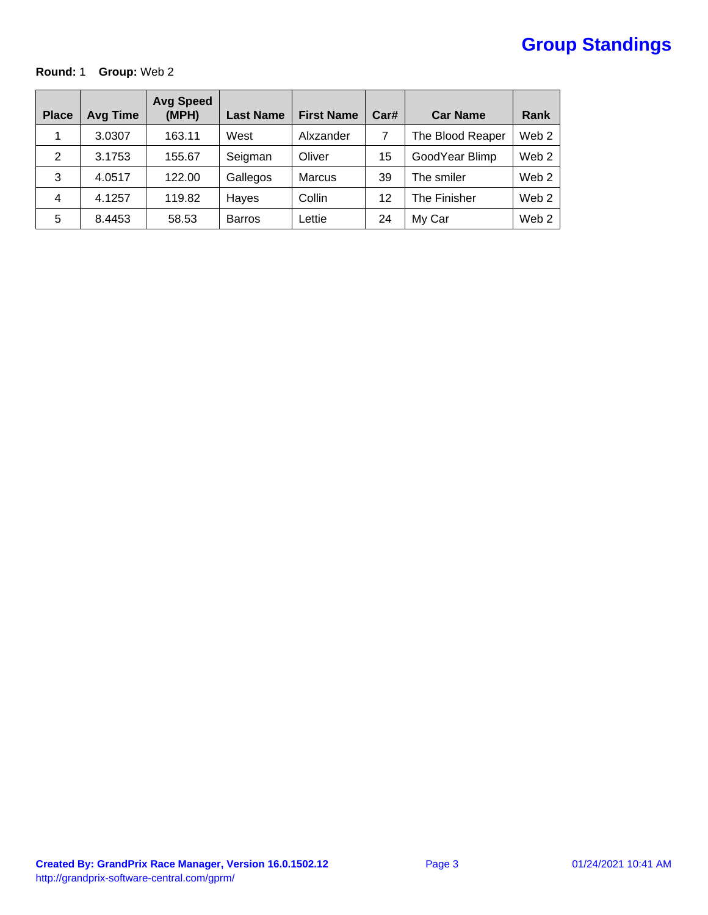# Group Standings

**Round:** 1 **Group:** Web 2

| Place | Avg Time | Avg Speed (MPH) | Last Name | First Name | Car# | Car Name | Rank |
|---|---|---|---|---|---|---|---|
| 1 | 3.0307 | 163.11 | West | Alxzander | 7 | The Blood Reaper | Web 2 |
| 2 | 3.1753 | 155.67 | Seigman | Oliver | 15 | GoodYear Blimp | Web 2 |
| 3 | 4.0517 | 122.00 | Gallegos | Marcus | 39 | The smiler | Web 2 |
| 4 | 4.1257 | 119.82 | Hayes | Collin | 12 | The Finisher | Web 2 |
| 5 | 8.4453 | 58.53 | Barros | Lettie | 24 | My Car | Web 2 |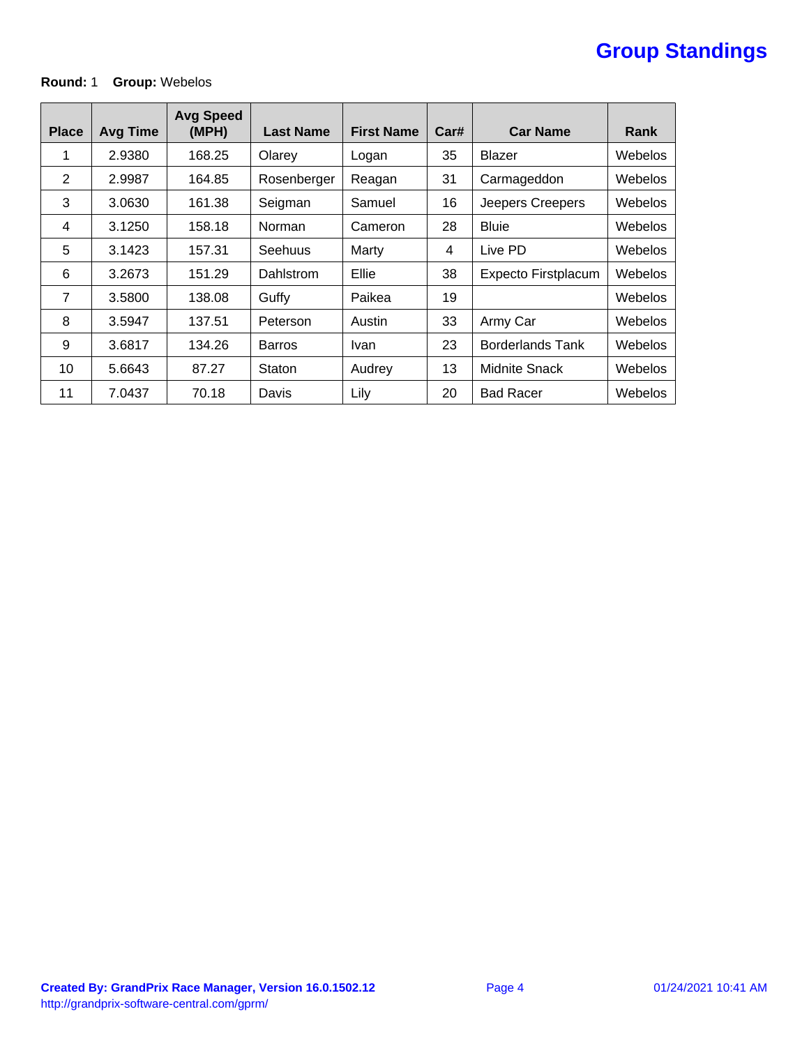# Group Standings

**Round:** 1 **Group:** Webelos

| Place | Avg Time | Avg Speed (MPH) | Last Name | First Name | Car# | Car Name | Rank |
|---|---|---|---|---|---|---|---|
| 1 | 2.9380 | 168.25 | Olarey | Logan | 35 | Blazer | Webelos |
| 2 | 2.9987 | 164.85 | Rosenberger | Reagan | 31 | Carmageddon | Webelos |
| 3 | 3.0630 | 161.38 | Seigman | Samuel | 16 | Jeepers Creepers | Webelos |
| 4 | 3.1250 | 158.18 | Norman | Cameron | 28 | Bluie | Webelos |
| 5 | 3.1423 | 157.31 | Seehuus | Marty | 4 | Live PD | Webelos |
| 6 | 3.2673 | 151.29 | Dahlstrom | Ellie | 38 | Expecto Firstplacum | Webelos |
| 7 | 3.5800 | 138.08 | Guffy | Paikea | 19 | | Webelos |
| 8 | 3.5947 | 137.51 | Peterson | Austin | 33 | Army Car | Webelos |
| 9 | 3.6817 | 134.26 | Barros | Ivan | 23 | Borderlands Tank | Webelos |
| 10 | 5.6643 | 87.27 | Staton | Audrey | 13 | Midnite Snack | Webelos |
| 11 | 7.0437 | 70.18 | Davis | Lily | 20 | Bad Racer | Webelos |

**Created By: GrandPrix Race Manager, Version 16.0.1502.12**
http://grandprix-software-central.com/gprm/

01/24/2021 10:41 AM